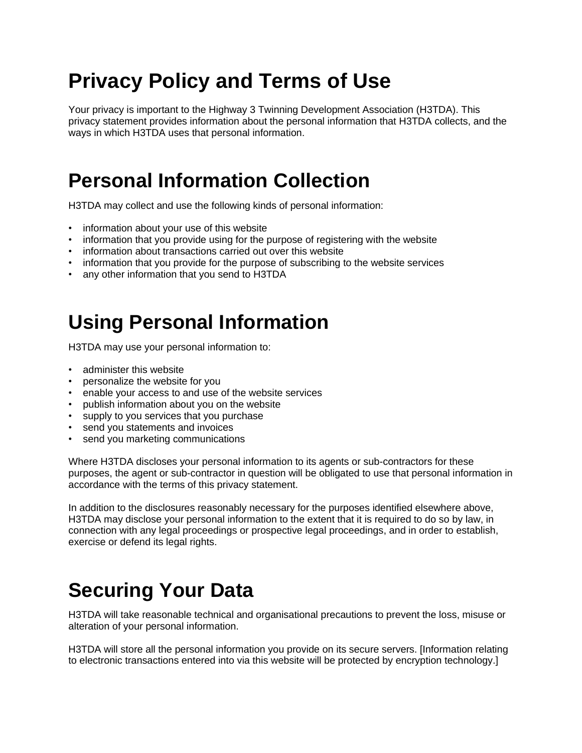# Privacy Policy and Terms of Use

Your privacy is important to the Highway 3 Twinning Development Association (H3TDA). This privacy statement provides information about the personal information that H3TDA collects, and the ways in which H3TDA uses that personal information.

# Personal Information Collection

H3TDA may collect and use the following kinds of personal information:

- information about your use of this website
- information that you provide using for the purpose of registering with the website
- information about transactions carried out over this website
- information that you provide for the purpose of subscribing to the website services
- any other information that you send to H3TDA

# Using Personal Information

H3TDA may use your personal information to:

- administer this website
- personalize the website for you
- enable your access to and use of the website services
- publish information about you on the website
- supply to you services that you purchase
- send you statements and invoices
- send you marketing communications

Where H3TDA discloses your personal information to its agents or sub-contractors for these purposes, the agent or sub-contractor in question will be obligated to use that personal information in accordance with the terms of this privacy statement.

In addition to the disclosures reasonably necessary for the purposes identified elsewhere above, H3TDA may disclose your personal information to the extent that it is required to do so by law, in connection with any legal proceedings or prospective legal proceedings, and in order to establish, exercise or defend its legal rights.

# Securing Your Data

H3TDA will take reasonable technical and organisational precautions to prevent the loss, misuse or alteration of your personal information.

H3TDA will store all the personal information you provide on its secure servers. [Information relating to electronic transactions entered into via this website will be protected by encryption technology.]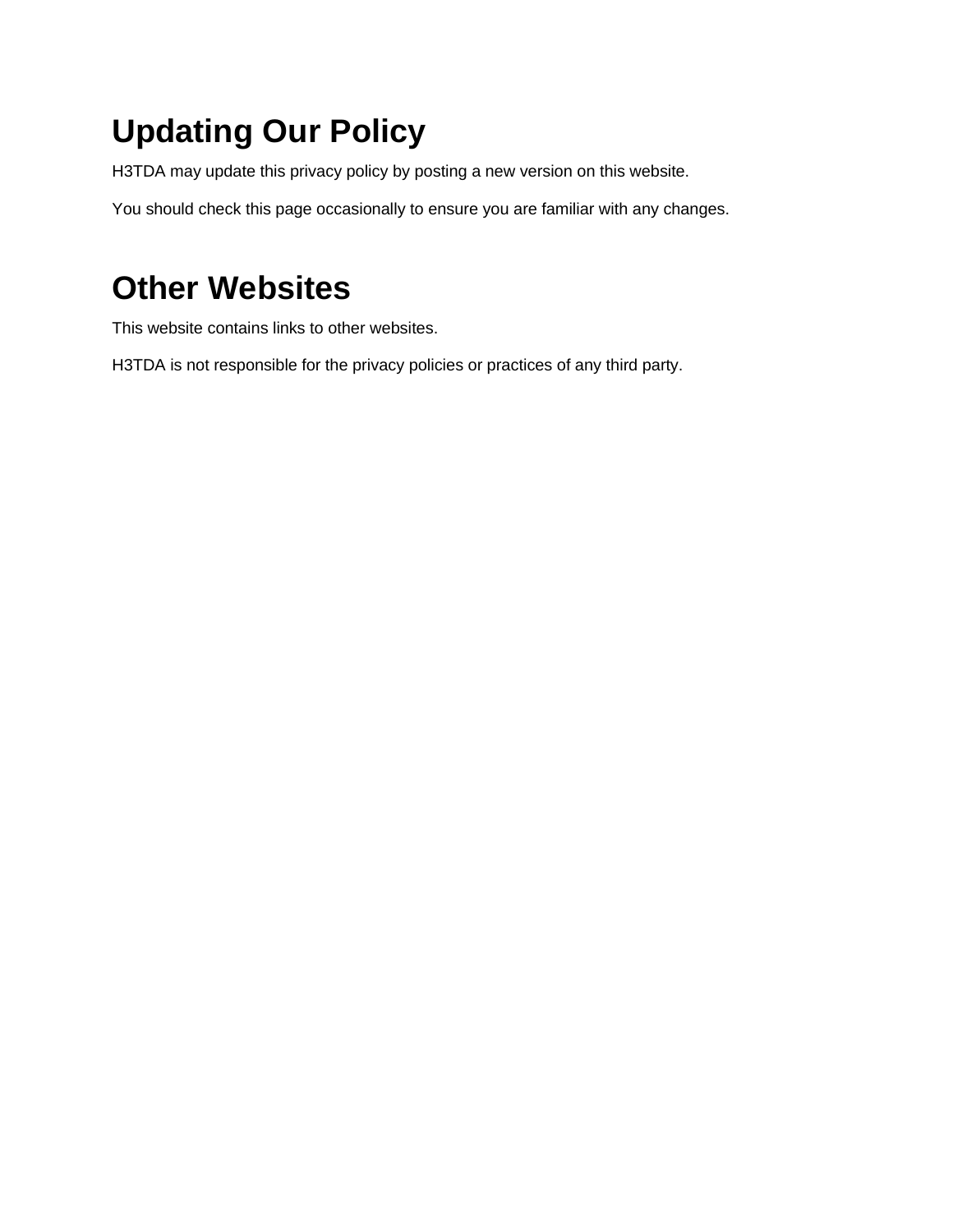## Updating Our Policy

H3TDA may update this privacy policy by posting a new version on this website.

You should check this page occasionally to ensure you are familiar with any changes.

## Other Websites

This website contains links to other websites.

H3TDA is not responsible for the privacy policies or practices of any third party.